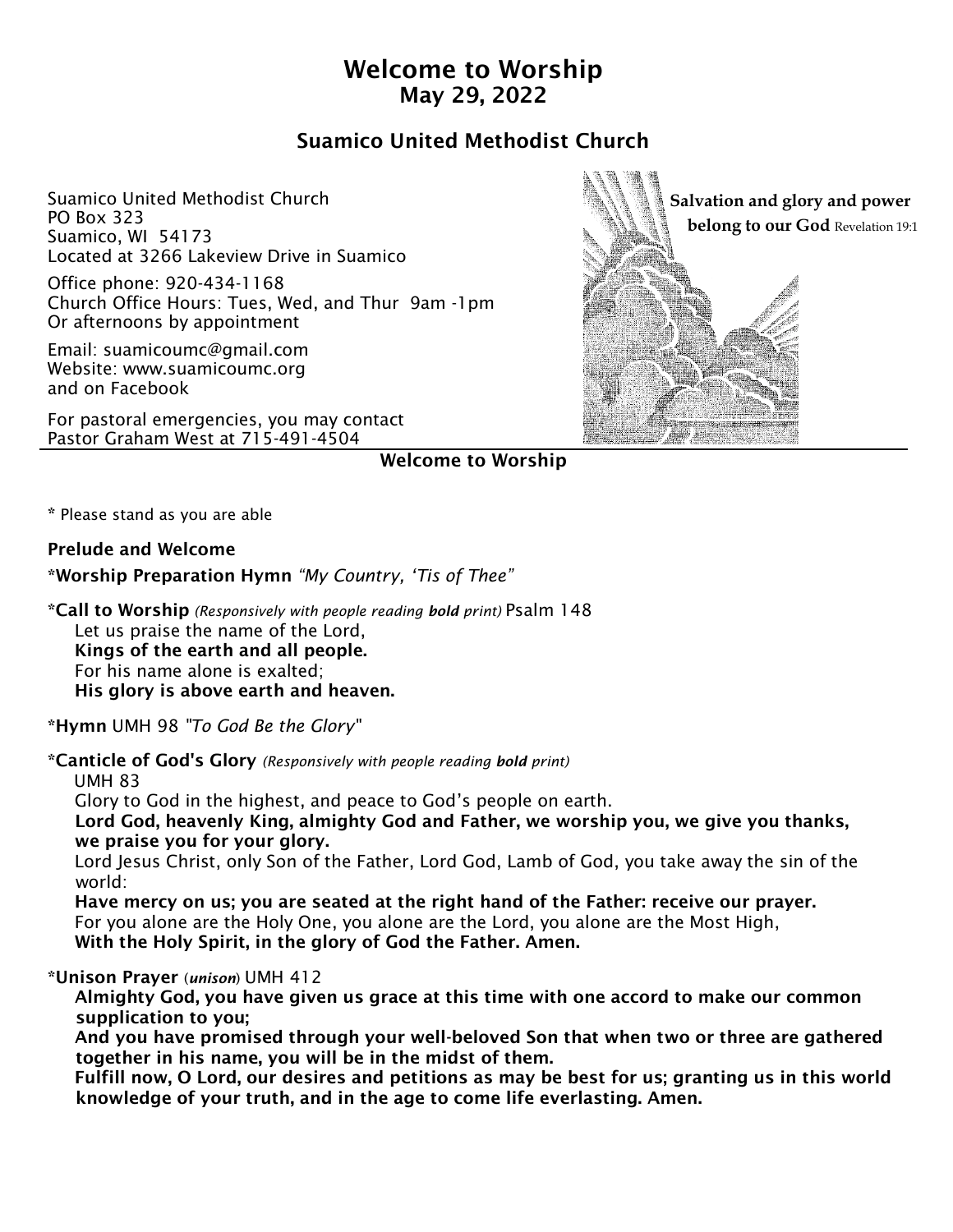# Welcome to Worship
## May 29, 2022

## Suamico United Methodist Church

Suamico United Methodist Church
PO Box 323
Suamico, WI 54173
Located at 3266 Lakeview Drive in Suamico

Office phone: 920-434-1168
Church Office Hours: Tues, Wed, and Thur 9am -1pm
Or afternoons by appointment

Email: suamicoumc@gmail.com
Website: www.suamicoumc.org
and on Facebook

For pastoral emergencies, you may contact
Pastor Graham West at 715-491-4504

**Salvation and glory and power belong to our God** Revelation 19:1

### Welcome to Worship

* Please stand as you are able

**Prelude and Welcome**

***Worship Preparation Hymn** *"My Country, 'Tis of Thee"*

***Call to Worship** *(Responsively with people reading **bold** print)* Psalm 148

Let us praise the name of the Lord,
**Kings of the earth and all people.**
For his name alone is exalted;
**His glory is above earth and heaven.**

***Hymn** UMH 98 *"To God Be the Glory"*

***Canticle of God's Glory** *(Responsively with people reading **bold** print)*
UMH 83

Glory to God in the highest, and peace to God's people on earth.
**Lord God, heavenly King, almighty God and Father, we worship you, we give you thanks, we praise you for your glory.**
Lord Jesus Christ, only Son of the Father, Lord God, Lamb of God, you take away the sin of the world:
**Have mercy on us; you are seated at the right hand of the Father: receive our prayer.**
For you alone are the Holy One, you alone are the Lord, you alone are the Most High,
**With the Holy Spirit, in the glory of God the Father. Amen.**

***Unison Prayer** (***unison***) UMH 412

**Almighty God, you have given us grace at this time with one accord to make our common supplication to you;**
**And you have promised through your well-beloved Son that when two or three are gathered together in his name, you will be in the midst of them.**
**Fulfill now, O Lord, our desires and petitions as may be best for us; granting us in this world knowledge of your truth, and in the age to come life everlasting. Amen.**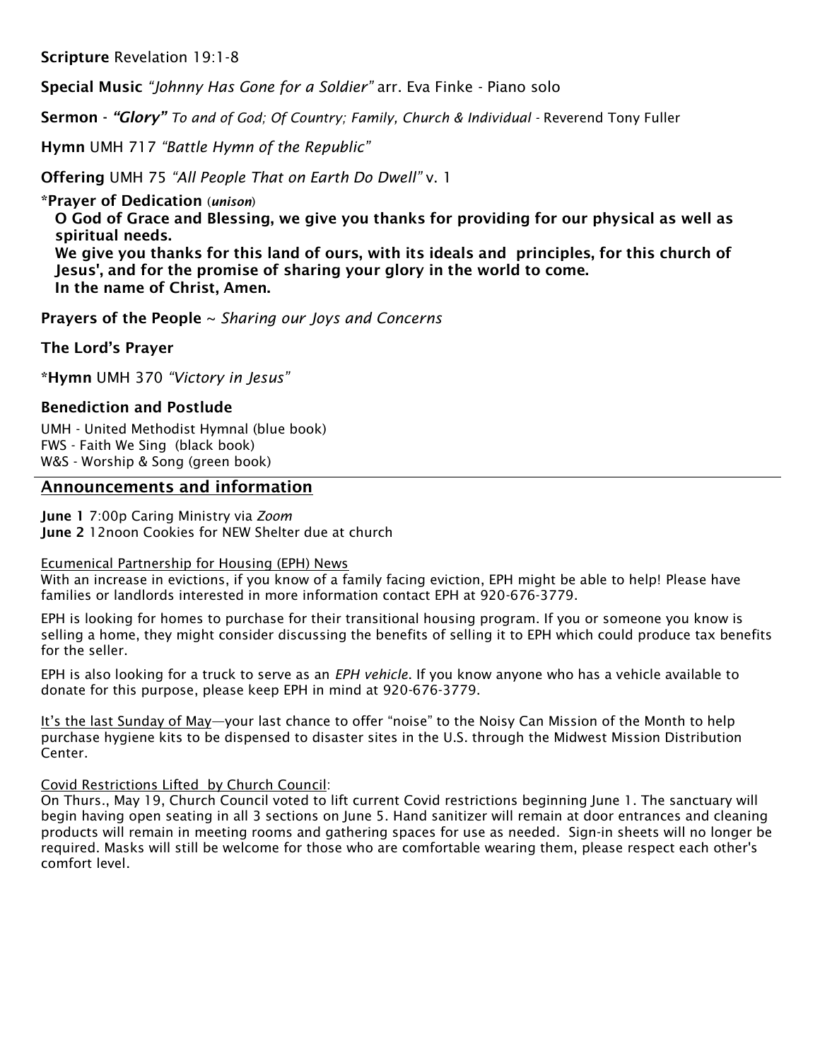**Scripture** Revelation 19:1-8

**Special Music** *"Johnny Has Gone for a Soldier"* arr. Eva Finke - Piano solo

**Sermon** - ***"Glory"*** *To and of God; Of Country; Family, Church & Individual* - Reverend Tony Fuller

**Hymn** UMH 717 *"Battle Hymn of the Republic"*

**Offering** UMH 75 *"All People That on Earth Do Dwell"* v. 1

**\*Prayer of Dedication** (***unison***)

**O God of Grace and Blessing, we give you thanks for providing for our physical as well as spiritual needs.**
**We give you thanks for this land of ours, with its ideals and principles, for this church of Jesus', and for the promise of sharing your glory in the world to come.**
**In the name of Christ, Amen.**

**Prayers of the People** ~ *Sharing our Joys and Concerns*

**The Lord's Prayer**

**\*Hymn** UMH 370 *"Victory in Jesus"*

**Benediction and Postlude**

UMH - United Methodist Hymnal (blue book)
FWS - Faith We Sing (black book)
W&S - Worship & Song (green book)

## Announcements and information

**June 1** 7:00p Caring Ministry via *Zoom*
**June 2** 12noon Cookies for NEW Shelter due at church

Ecumenical Partnership for Housing (EPH) News
With an increase in evictions, if you know of a family facing eviction, EPH might be able to help! Please have families or landlords interested in more information contact EPH at 920-676-3779.

EPH is looking for homes to purchase for their transitional housing program. If you or someone you know is selling a home, they might consider discussing the benefits of selling it to EPH which could produce tax benefits for the seller.

EPH is also looking for a truck to serve as an *EPH vehicle*. If you know anyone who has a vehicle available to donate for this purpose, please keep EPH in mind at 920-676-3779.

It's the last Sunday of May—your last chance to offer "noise" to the Noisy Can Mission of the Month to help purchase hygiene kits to be dispensed to disaster sites in the U.S. through the Midwest Mission Distribution Center.

Covid Restrictions Lifted by Church Council:
On Thurs., May 19, Church Council voted to lift current Covid restrictions beginning June 1. The sanctuary will begin having open seating in all 3 sections on June 5. Hand sanitizer will remain at door entrances and cleaning products will remain in meeting rooms and gathering spaces for use as needed. Sign-in sheets will no longer be required. Masks will still be welcome for those who are comfortable wearing them, please respect each other's comfort level.